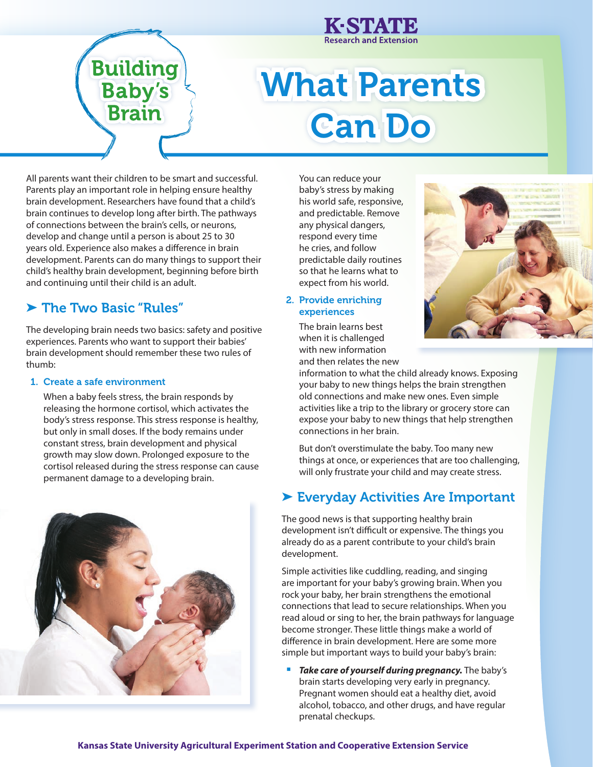K-STATE Research and Extension

Building Baby's Brain

# What Parents Can Do

All parents want their children to be smart and successful. Parents play an important role in helping ensure healthy brain development. Researchers have found that a child's brain continues to develop long after birth. The pathways of connections between the brain's cells, or neurons, develop and change until a person is about 25 to 30 years old. Experience also makes a difference in brain development. Parents can do many things to support their child's healthy brain development, beginning before birth and continuing until their child is an adult.

## ➤ The Two Basic "Rules"

The developing brain needs two basics: safety and positive experiences. Parents who want to support their babies' brain development should remember these two rules of thumb:

### 1. Create a safe environment

When a baby feels stress, the brain responds by releasing the hormone cortisol, which activates the body's stress response. This stress response is healthy, but only in small doses. If the body remains under constant stress, brain development and physical growth may slow down. Prolonged exposure to the cortisol released during the stress response can cause permanent damage to a developing brain.

You can reduce your baby's stress by making his world safe, responsive, and predictable. Remove any physical dangers, respond every time he cries, and follow predictable daily routines so that he learns what to expect from his world.

### 2. Provide enriching experiences

The brain learns best when it is challenged with new information and then relates the new information to what the child already knows. Exposing your baby to new things helps the brain strengthen old connections and make new ones. Even simple activities like a trip to the library or grocery store can expose your baby to new things that help strengthen connections in her brain.

But don't overstimulate the baby. Too many new things at once, or experiences that are too challenging, will only frustrate your child and may create stress.

## ➤ Everyday Activities Are Important

The good news is that supporting healthy brain development isn't difficult or expensive. The things you already do as a parent contribute to your child's brain development.

Simple activities like cuddling, reading, and singing are important for your baby's growing brain. When you rock your baby, her brain strengthens the emotional connections that lead to secure relationships. When you read aloud or sing to her, the brain pathways for language become stronger. These little things make a world of difference in brain development. Here are some more simple but important ways to build your baby's brain:

- ***Take care of yourself during pregnancy.*** The baby's brain starts developing very early in pregnancy. Pregnant women should eat a healthy diet, avoid alcohol, tobacco, and other drugs, and have regular prenatal checkups.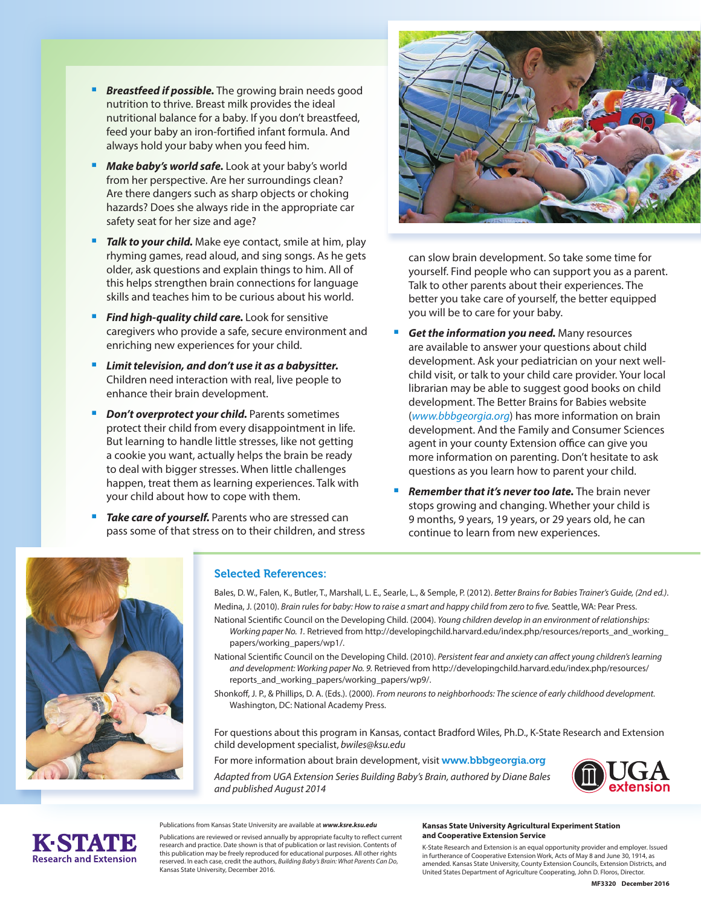- ***Breastfeed if possible.*** The growing brain needs good nutrition to thrive. Breast milk provides the ideal nutritional balance for a baby. If you don't breastfeed, feed your baby an iron-fortified infant formula. And always hold your baby when you feed him.
- ***Make baby's world safe.*** Look at your baby's world from her perspective. Are her surroundings clean? Are there dangers such as sharp objects or choking hazards? Does she always ride in the appropriate car safety seat for her size and age?
- ***Talk to your child.*** Make eye contact, smile at him, play rhyming games, read aloud, and sing songs. As he gets older, ask questions and explain things to him. All of this helps strengthen brain connections for language skills and teaches him to be curious about his world.
- ***Find high-quality child care.*** Look for sensitive caregivers who provide a safe, secure environment and enriching new experiences for your child.
- ***Limit television, and don't use it as a babysitter.*** Children need interaction with real, live people to enhance their brain development.
- ***Don't overprotect your child.*** Parents sometimes protect their child from every disappointment in life. But learning to handle little stresses, like not getting a cookie you want, actually helps the brain be ready to deal with bigger stresses. When little challenges happen, treat them as learning experiences. Talk with your child about how to cope with them.
- ***Take care of yourself.*** Parents who are stressed can pass some of that stress on to their children, and stress can slow brain development. So take some time for yourself. Find people who can support you as a parent. Talk to other parents about their experiences. The better you take care of yourself, the better equipped you will be to care for your baby.
- ***Get the information you need.*** Many resources are available to answer your questions about child development. Ask your pediatrician on your next well-child visit, or talk to your child care provider. Your local librarian may be able to suggest good books on child development. The Better Brains for Babies website (*www.bbbgeorgia.org*) has more information on brain development. And the Family and Consumer Sciences agent in your county Extension office can give you more information on parenting. Don't hesitate to ask questions as you learn how to parent your child.
- ***Remember that it's never too late.*** The brain never stops growing and changing. Whether your child is 9 months, 9 years, 19 years, or 29 years old, he can continue to learn from new experiences.

## Selected References:

Bales, D. W., Falen, K., Butler, T., Marshall, L. E., Searle, L., & Semple, P. (2012). *Better Brains for Babies Trainer's Guide, (2nd ed.)*.

Medina, J. (2010). *Brain rules for baby: How to raise a smart and happy child from zero to five.* Seattle, WA: Pear Press.

National Scientific Council on the Developing Child. (2004). *Young children develop in an environment of relationships: Working paper No. 1.* Retrieved from http://developingchild.harvard.edu/index.php/resources/reports_and_working_papers/working_papers/wp1/.

National Scientific Council on the Developing Child. (2010). *Persistent fear and anxiety can affect young children's learning and development: Working paper No. 9.* Retrieved from http://developingchild.harvard.edu/index.php/resources/reports_and_working_papers/working_papers/wp9/.

Shonkoff, J. P., & Phillips, D. A. (Eds.). (2000). *From neurons to neighborhoods: The science of early childhood development.* Washington, DC: National Academy Press.

For questions about this program in Kansas, contact Bradford Wiles, Ph.D., K-State Research and Extension child development specialist, *bwiles@ksu.edu*

For more information about brain development, visit **www.bbbgeorgia.org**

*Adapted from UGA Extension Series Building Baby's Brain, authored by Diane Bales and published August 2014*

UGA extension

K·STATE Research and Extension

Publications from Kansas State University are available at ***www.ksre.ksu.edu***

Publications are reviewed or revised annually by appropriate faculty to reflect current research and practice. Date shown is that of publication or last revision. Contents of this publication may be freely reproduced for educational purposes. All other rights reserved. In each case, credit the authors, *Building Baby's Brain: What Parents Can Do*, Kansas State University, December 2016.

**Kansas State University Agricultural Experiment Station and Cooperative Extension Service**

K-State Research and Extension is an equal opportunity provider and employer. Issued in furtherance of Cooperative Extension Work, Acts of May 8 and June 30, 1914, as amended. Kansas State University, County Extension Councils, Extension Districts, and United States Department of Agriculture Cooperating, John D. Floros, Director.

**MF3320 December 2016**